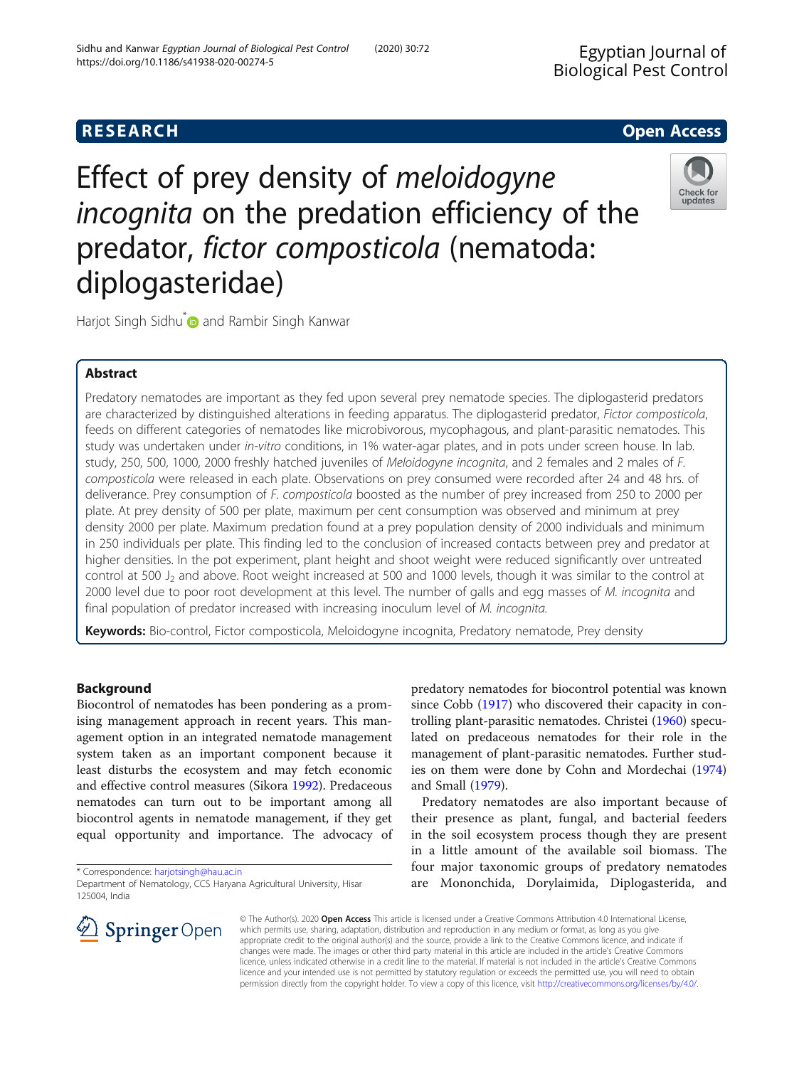RESEARCH

Open Access

# Effect of prey density of *meloidogyne incognita* on the predation efficiency of the predator, *fictor composticola* (nematoda: diplogasteridae)

Harjot Singh Sidhu* and Rambir Singh Kanwar

## Abstract

Predatory nematodes are important as they fed upon several prey nematode species. The diplogasterid predators are characterized by distinguished alterations in feeding apparatus. The diplogasterid predator, *Fictor composticola*, feeds on different categories of nematodes like microbivorous, mycophagous, and plant-parasitic nematodes. This study was undertaken under *in-vitro* conditions, in 1% water-agar plates, and in pots under screen house. In lab. study, 250, 500, 1000, 2000 freshly hatched juveniles of *Meloidogyne incognita*, and 2 females and 2 males of *F. composticola* were released in each plate. Observations on prey consumed were recorded after 24 and 48 hrs. of deliverance. Prey consumption of *F. composticola* boosted as the number of prey increased from 250 to 2000 per plate. At prey density of 500 per plate, maximum per cent consumption was observed and minimum at prey density 2000 per plate. Maximum predation found at a prey population density of 2000 individuals and minimum in 250 individuals per plate. This finding led to the conclusion of increased contacts between prey and predator at higher densities. In the pot experiment, plant height and shoot weight were reduced significantly over untreated control at 500 $J_2$ and above. Root weight increased at 500 and 1000 levels, though it was similar to the control at 2000 level due to poor root development at this level. The number of galls and egg masses of *M. incognita* and final population of predator increased with increasing inoculum level of *M. incognita*.

**Keywords:** Bio-control, Fictor composticola, Meloidogyne incognita, Predatory nematode, Prey density

## Background

Biocontrol of nematodes has been pondering as a promising management approach in recent years. This management option in an integrated nematode management system taken as an important component because it least disturbs the ecosystem and may fetch economic and effective control measures (Sikora 1992). Predaceous nematodes can turn out to be important among all biocontrol agents in nematode management, if they get equal opportunity and importance. The advocacy of predatory nematodes for biocontrol potential was known since Cobb (1917) who discovered their capacity in controlling plant-parasitic nematodes. Christei (1960) speculated on predaceous nematodes for their role in the management of plant-parasitic nematodes. Further studies on them were done by Cohn and Mordechai (1974) and Small (1979).

Predatory nematodes are also important because of their presence as plant, fungal, and bacterial feeders in the soil ecosystem process though they are present in a little amount of the available soil biomass. The four major taxonomic groups of predatory nematodes are Mononchida, Dorylaimida, Diplogasterida, and

* Correspondence: harjotsingh@hau.ac.in
Department of Nematology, CCS Haryana Agricultural University, Hisar 125004, India

© The Author(s). 2020 **Open Access** This article is licensed under a Creative Commons Attribution 4.0 International License, which permits use, sharing, adaptation, distribution and reproduction in any medium or format, as long as you give appropriate credit to the original author(s) and the source, provide a link to the Creative Commons licence, and indicate if changes were made. The images or other third party material in this article are included in the article's Creative Commons licence, unless indicated otherwise in a credit line to the material. If material is not included in the article's Creative Commons licence and your intended use is not permitted by statutory regulation or exceeds the permitted use, you will need to obtain permission directly from the copyright holder. To view a copy of this licence, visit http://creativecommons.org/licenses/by/4.0/.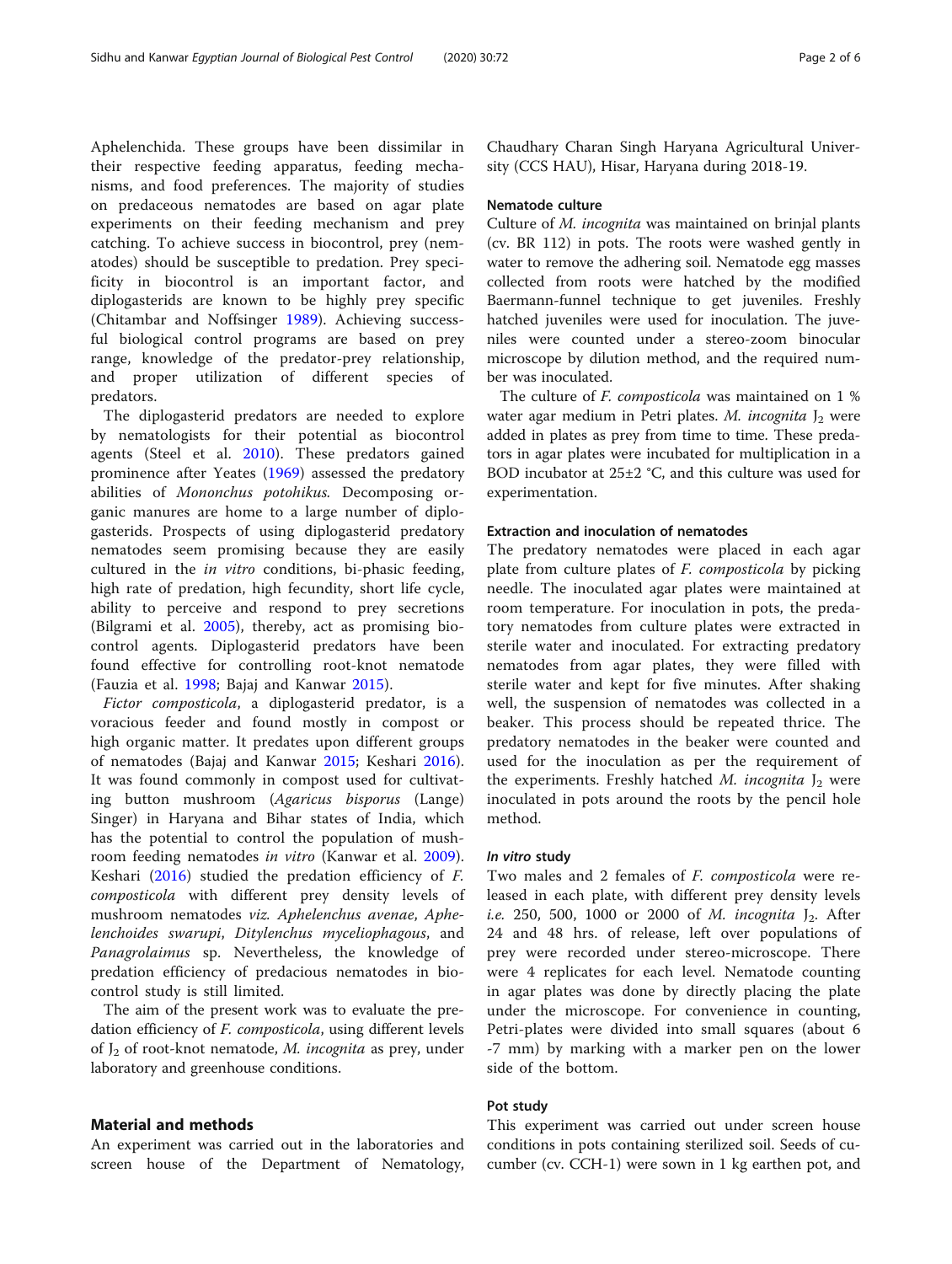Aphelenchida. These groups have been dissimilar in their respective feeding apparatus, feeding mechanisms, and food preferences. The majority of studies on predaceous nematodes are based on agar plate experiments on their feeding mechanism and prey catching. To achieve success in biocontrol, prey (nematodes) should be susceptible to predation. Prey specificity in biocontrol is an important factor, and diplogasterids are known to be highly prey specific (Chitambar and Noffsinger 1989). Achieving successful biological control programs are based on prey range, knowledge of the predator-prey relationship, and proper utilization of different species of predators.

The diplogasterid predators are needed to explore by nematologists for their potential as biocontrol agents (Steel et al. 2010). These predators gained prominence after Yeates (1969) assessed the predatory abilities of *Mononchus potohikus.* Decomposing organic manures are home to a large number of diplogasterids. Prospects of using diplogasterid predatory nematodes seem promising because they are easily cultured in the *in vitro* conditions, bi-phasic feeding, high rate of predation, high fecundity, short life cycle, ability to perceive and respond to prey secretions (Bilgrami et al. 2005), thereby, act as promising biocontrol agents. Diplogasterid predators have been found effective for controlling root-knot nematode (Fauzia et al. 1998; Bajaj and Kanwar 2015).

*Fictor composticola*, a diplogasterid predator, is a voracious feeder and found mostly in compost or high organic matter. It predates upon different groups of nematodes (Bajaj and Kanwar 2015; Keshari 2016). It was found commonly in compost used for cultivating button mushroom (*Agaricus bisporus* (Lange) Singer) in Haryana and Bihar states of India, which has the potential to control the population of mushroom feeding nematodes *in vitro* (Kanwar et al. 2009). Keshari (2016) studied the predation efficiency of *F. composticola* with different prey density levels of mushroom nematodes *viz. Aphelenchus avenae*, *Aphelenchoides swarupi*, *Ditylenchus myceliophagous*, and *Panagrolaimus* sp. Nevertheless, the knowledge of predation efficiency of predacious nematodes in biocontrol study is still limited.

The aim of the present work was to evaluate the predation efficiency of *F. composticola*, using different levels of $J_2$ of root-knot nematode, *M. incognita* as prey, under laboratory and greenhouse conditions.

## Material and methods

An experiment was carried out in the laboratories and screen house of the Department of Nematology, Chaudhary Charan Singh Haryana Agricultural University (CCS HAU), Hisar, Haryana during 2018-19.

### Nematode culture

Culture of *M. incognita* was maintained on brinjal plants (cv. BR 112) in pots. The roots were washed gently in water to remove the adhering soil. Nematode egg masses collected from roots were hatched by the modified Baermann-funnel technique to get juveniles. Freshly hatched juveniles were used for inoculation. The juveniles were counted under a stereo-zoom binocular microscope by dilution method, and the required number was inoculated.

The culture of *F. composticola* was maintained on 1 % water agar medium in Petri plates. *M. incognita* $J_2$ were added in plates as prey from time to time. These predators in agar plates were incubated for multiplication in a BOD incubator at 25±2 °C, and this culture was used for experimentation.

### Extraction and inoculation of nematodes

The predatory nematodes were placed in each agar plate from culture plates of *F. composticola* by picking needle. The inoculated agar plates were maintained at room temperature. For inoculation in pots, the predatory nematodes from culture plates were extracted in sterile water and inoculated. For extracting predatory nematodes from agar plates, they were filled with sterile water and kept for five minutes. After shaking well, the suspension of nematodes was collected in a beaker. This process should be repeated thrice. The predatory nematodes in the beaker were counted and used for the inoculation as per the requirement of the experiments. Freshly hatched *M. incognita* $J_2$ were inoculated in pots around the roots by the pencil hole method.

#### *In vitro* study

Two males and 2 females of *F. composticola* were released in each plate, with different prey density levels *i.e.* 250, 500, 1000 or 2000 of *M. incognita* $J_2$. After 24 and 48 hrs. of release, left over populations of prey were recorded under stereo-microscope. There were 4 replicates for each level. Nematode counting in agar plates was done by directly placing the plate under the microscope. For convenience in counting, Petri-plates were divided into small squares (about 6 -7 mm) by marking with a marker pen on the lower side of the bottom.

### Pot study

This experiment was carried out under screen house conditions in pots containing sterilized soil. Seeds of cucumber (cv. CCH-1) were sown in 1 kg earthen pot, and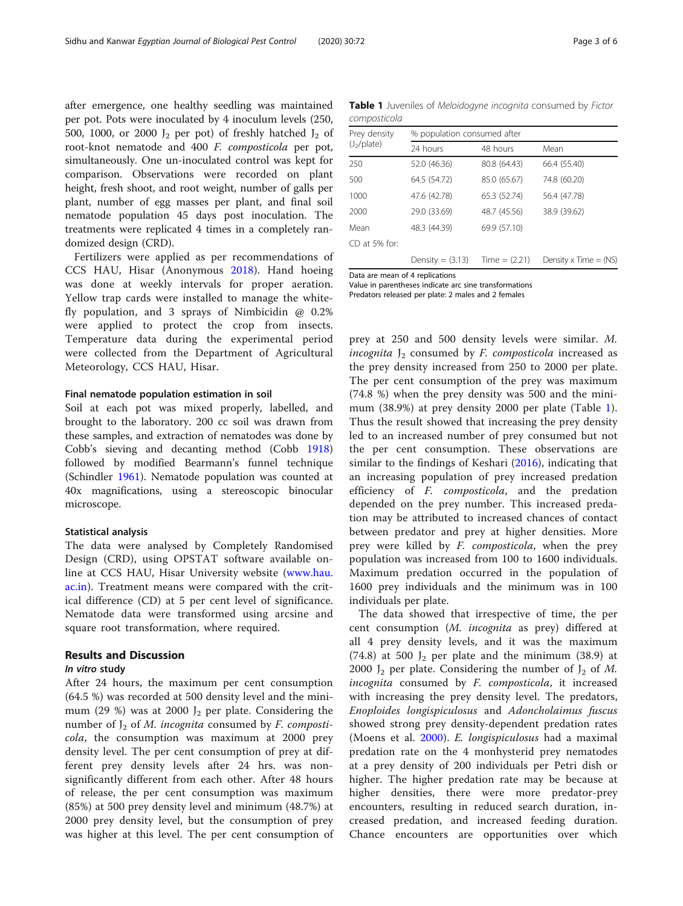after emergence, one healthy seedling was maintained per pot. Pots were inoculated by 4 inoculum levels (250, 500, 1000, or 2000 $J_2$ per pot) of freshly hatched $J_2$ of root-knot nematode and 400 *F. composticola* per pot, simultaneously. One un-inoculated control was kept for comparison. Observations were recorded on plant height, fresh shoot, and root weight, number of galls per plant, number of egg masses per plant, and final soil nematode population 45 days post inoculation. The treatments were replicated 4 times in a completely randomized design (CRD).

Fertilizers were applied as per recommendations of CCS HAU, Hisar (Anonymous 2018). Hand hoeing was done at weekly intervals for proper aeration. Yellow trap cards were installed to manage the whitefly population, and 3 sprays of Nimbicidin @ 0.2% were applied to protect the crop from insects. Temperature data during the experimental period were collected from the Department of Agricultural Meteorology, CCS HAU, Hisar.

#### Final nematode population estimation in soil

Soil at each pot was mixed properly, labelled, and brought to the laboratory. 200 cc soil was drawn from these samples, and extraction of nematodes was done by Cobb's sieving and decanting method (Cobb 1918) followed by modified Bearmann's funnel technique (Schindler 1961). Nematode population was counted at 40x magnifications, using a stereoscopic binocular microscope.

#### Statistical analysis

The data were analysed by Completely Randomised Design (CRD), using OPSTAT software available online at CCS HAU, Hisar University website (www.hau.ac.in). Treatment means were compared with the critical difference (CD) at 5 per cent level of significance. Nematode data were transformed using arcsine and square root transformation, where required.

## Results and Discussion

### In vitro study

After 24 hours, the maximum per cent consumption (64.5 %) was recorded at 500 density level and the minimum (29 %) was at 2000 $J_2$ per plate. Considering the number of $J_2$ of *M. incognita* consumed by *F. composticola*, the consumption was maximum at 2000 prey density level. The per cent consumption of prey at different prey density levels after 24 hrs. was non-significantly different from each other. After 48 hours of release, the per cent consumption was maximum (85%) at 500 prey density level and minimum (48.7%) at 2000 prey density level, but the consumption of prey was higher at this level. The per cent consumption of prey at 250 and 500 density levels were similar. *M. incognita* $J_2$ consumed by *F. composticola* increased as the prey density increased from 250 to 2000 per plate. The per cent consumption of the prey was maximum (74.8 %) when the prey density was 500 and the minimum (38.9%) at prey density 2000 per plate (Table 1). Thus the result showed that increasing the prey density led to an increased number of prey consumed but not the per cent consumption. These observations are similar to the findings of Keshari (2016), indicating that an increasing population of prey increased predation efficiency of *F. composticola*, and the predation depended on the prey number. This increased predation may be attributed to increased chances of contact between predator and prey at higher densities. More prey were killed by *F. composticola*, when the prey population was increased from 100 to 1600 individuals. Maximum predation occurred in the population of 1600 prey individuals and the minimum was in 100 individuals per plate.

**Table 1** Juveniles of *Meloidogyne incognita* consumed by *Fictor composticola*

| Prey density ($J_2$/plate) | % population consumed after | | |
|---|---|---|---|
| | 24 hours | 48 hours | Mean |
| 250 | 52.0 (46.36) | 80.8 (64.43) | 66.4 (55.40) |
| 500 | 64.5 (54.72) | 85.0 (65.67) | 74.8 (60.20) |
| 1000 | 47.6 (42.78) | 65.3 (52.74) | 56.4 (47.78) |
| 2000 | 29.0 (33.69) | 48.7 (45.56) | 38.9 (39.62) |
| Mean | 48.3 (44.39) | 69.9 (57.10) | |
| CD at 5% for: | | | |
| | Density = (3.13) | Time = (2.21) | Density x Time = (NS) |

Data are mean of 4 replications
Value in parentheses indicate arc sine transformations
Predators released per plate: 2 males and 2 females

The data showed that irrespective of time, the per cent consumption (*M. incognita* as prey) differed at all 4 prey density levels, and it was the maximum (74.8) at 500 $J_2$ per plate and the minimum (38.9) at 2000 $J_2$ per plate. Considering the number of $J_2$ of *M. incognita* consumed by *F. composticola*, it increased with increasing the prey density level. The predators, *Enoploides longispiculosus* and *Adoncholaimus fuscus* showed strong prey density-dependent predation rates (Moens et al. 2000). *E. longispiculosus* had a maximal predation rate on the 4 monhysterid prey nematodes at a prey density of 200 individuals per Petri dish or higher. The higher predation rate may be because at higher densities, there were more predator-prey encounters, resulting in reduced search duration, increased predation, and increased feeding duration. Chance encounters are opportunities over which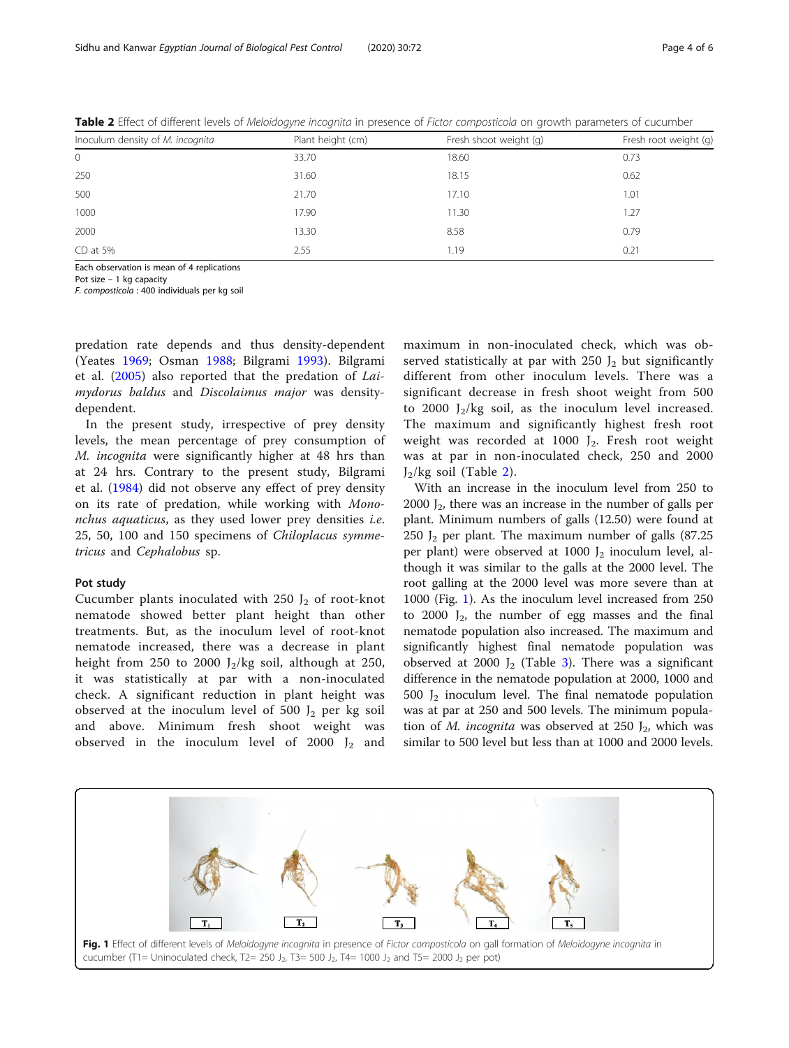**Table 2** Effect of different levels of *Meloidogyne incognita* in presence of *Fictor composticola* on growth parameters of cucumber

| Inoculum density of *M. incognita* | Plant height (cm) | Fresh shoot weight (g) | Fresh root weight (g) |
|---|---|---|---|
| 0 | 33.70 | 18.60 | 0.73 |
| 250 | 31.60 | 18.15 | 0.62 |
| 500 | 21.70 | 17.10 | 1.01 |
| 1000 | 17.90 | 11.30 | 1.27 |
| 2000 | 13.30 | 8.58 | 0.79 |
| CD at 5% | 2.55 | 1.19 | 0.21 |

Each observation is mean of 4 replications
Pot size – 1 kg capacity
*F. composticola* : 400 individuals per kg soil

predation rate depends and thus density-dependent (Yeates 1969; Osman 1988; Bilgrami 1993). Bilgrami et al. (2005) also reported that the predation of *Laimydorus baldus* and *Discolaimus major* was density-dependent.

In the present study, irrespective of prey density levels, the mean percentage of prey consumption of *M. incognita* were significantly higher at 48 hrs than at 24 hrs. Contrary to the present study, Bilgrami et al. (1984) did not observe any effect of prey density on its rate of predation, while working with *Mononchus aquaticus*, as they used lower prey densities *i.e.* 25, 50, 100 and 150 specimens of *Chiloplacus symmetricus* and *Cephalobus* sp.

### Pot study

Cucumber plants inoculated with 250 $J_2$ of root-knot nematode showed better plant height than other treatments. But, as the inoculum level of root-knot nematode increased, there was a decrease in plant height from 250 to 2000 $J_2$/kg soil, although at 250, it was statistically at par with a non-inoculated check. A significant reduction in plant height was observed at the inoculum level of 500 $J_2$ per kg soil and above. Minimum fresh shoot weight was observed in the inoculum level of 2000 $J_2$ and maximum in non-inoculated check, which was observed statistically at par with 250 $J_2$ but significantly different from other inoculum levels. There was a significant decrease in fresh shoot weight from 500 to 2000 $J_2$/kg soil, as the inoculum level increased. The maximum and significantly highest fresh root weight was recorded at 1000 $J_2$. Fresh root weight was at par in non-inoculated check, 250 and 2000 $J_2$/kg soil (Table 2).

With an increase in the inoculum level from 250 to 2000 $J_2$, there was an increase in the number of galls per plant. Minimum numbers of galls (12.50) were found at 250 $J_2$ per plant. The maximum number of galls (87.25 per plant) were observed at 1000 $J_2$ inoculum level, although it was similar to the galls at the 2000 level. The root galling at the 2000 level was more severe than at 1000 (Fig. 1). As the inoculum level increased from 250 to 2000 $J_2$, the number of egg masses and the final nematode population also increased. The maximum and significantly highest final nematode population was observed at 2000 $J_2$ (Table 3). There was a significant difference in the nematode population at 2000, 1000 and 500 $J_2$ inoculum level. The final nematode population was at par at 250 and 500 levels. The minimum population of *M. incognita* was observed at 250 $J_2$, which was similar to 500 level but less than at 1000 and 2000 levels.

**Fig. 1** Effect of different levels of *Meloidogyne incognita* in presence of *Fictor composticola* on gall formation of *Meloidogyne incognita* in cucumber (T1= Uninoculated check, T2= 250 $J_2$, T3= 500 $J_2$, T4= 1000 $J_2$ and T5= 2000 $J_2$ per pot)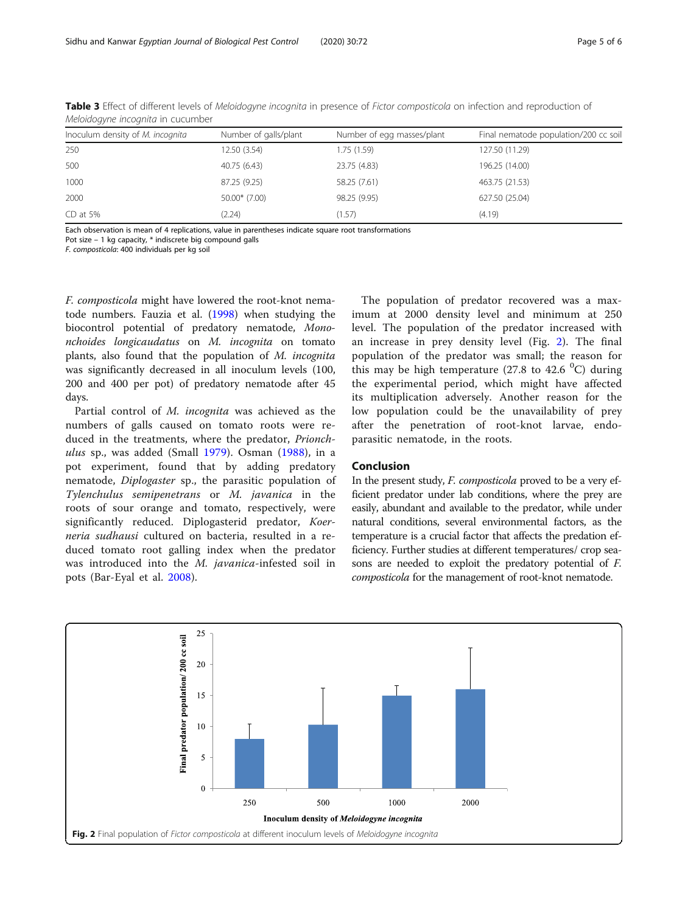**Table 3** Effect of different levels of *Meloidogyne incognita* in presence of *Fictor composticola* on infection and reproduction of *Meloidogyne incognita* in cucumber

| Inoculum density of *M. incognita* | Number of galls/plant | Number of egg masses/plant | Final nematode population/200 cc soil |
|---|---|---|---|
| 250 | 12.50 (3.54) | 1.75 (1.59) | 127.50 (11.29) |
| 500 | 40.75 (6.43) | 23.75 (4.83) | 196.25 (14.00) |
| 1000 | 87.25 (9.25) | 58.25 (7.61) | 463.75 (21.53) |
| 2000 | 50.00* (7.00) | 98.25 (9.95) | 627.50 (25.04) |
| CD at 5% | (2.24) | (1.57) | (4.19) |

Each observation is mean of 4 replications, value in parentheses indicate square root transformations
Pot size – 1 kg capacity, * indiscrete big compound galls
*F. composticola*: 400 individuals per kg soil

*F. composticola* might have lowered the root-knot nematode numbers. Fauzia et al. (1998) when studying the biocontrol potential of predatory nematode, *Mononchoides longicaudatus* on *M. incognita* on tomato plants, also found that the population of *M. incognita* was significantly decreased in all inoculum levels (100, 200 and 400 per pot) of predatory nematode after 45 days.

Partial control of *M. incognita* was achieved as the numbers of galls caused on tomato roots were reduced in the treatments, where the predator, *Prionchulus* sp., was added (Small 1979). Osman (1988), in a pot experiment, found that by adding predatory nematode, *Diplogaster* sp., the parasitic population of *Tylenchulus semipenetrans* or *M. javanica* in the roots of sour orange and tomato, respectively, were significantly reduced. Diplogasterid predator, *Koerneria sudhausi* cultured on bacteria, resulted in a reduced tomato root galling index when the predator was introduced into the *M. javanica*-infested soil in pots (Bar-Eyal et al. 2008).

The population of predator recovered was a maximum at 2000 density level and minimum at 250 level. The population of the predator increased with an increase in prey density level (Fig. 2). The final population of the predator was small; the reason for this may be high temperature (27.8 to 42.6 $^{0}$C) during the experimental period, which might have affected its multiplication adversely. Another reason for the low population could be the unavailability of prey after the penetration of root-knot larvae, endoparasitic nematode, in the roots.

## Conclusion

In the present study, *F. composticola* proved to be a very efficient predator under lab conditions, where the prey are easily, abundant and available to the predator, while under natural conditions, several environmental factors, as the temperature is a crucial factor that affects the predation efficiency. Further studies at different temperatures/ crop seasons are needed to exploit the predatory potential of *F. composticola* for the management of root-knot nematode.

**Fig. 2** Final population of *Fictor composticola* at different inoculum levels of *Meloidogyne incognita*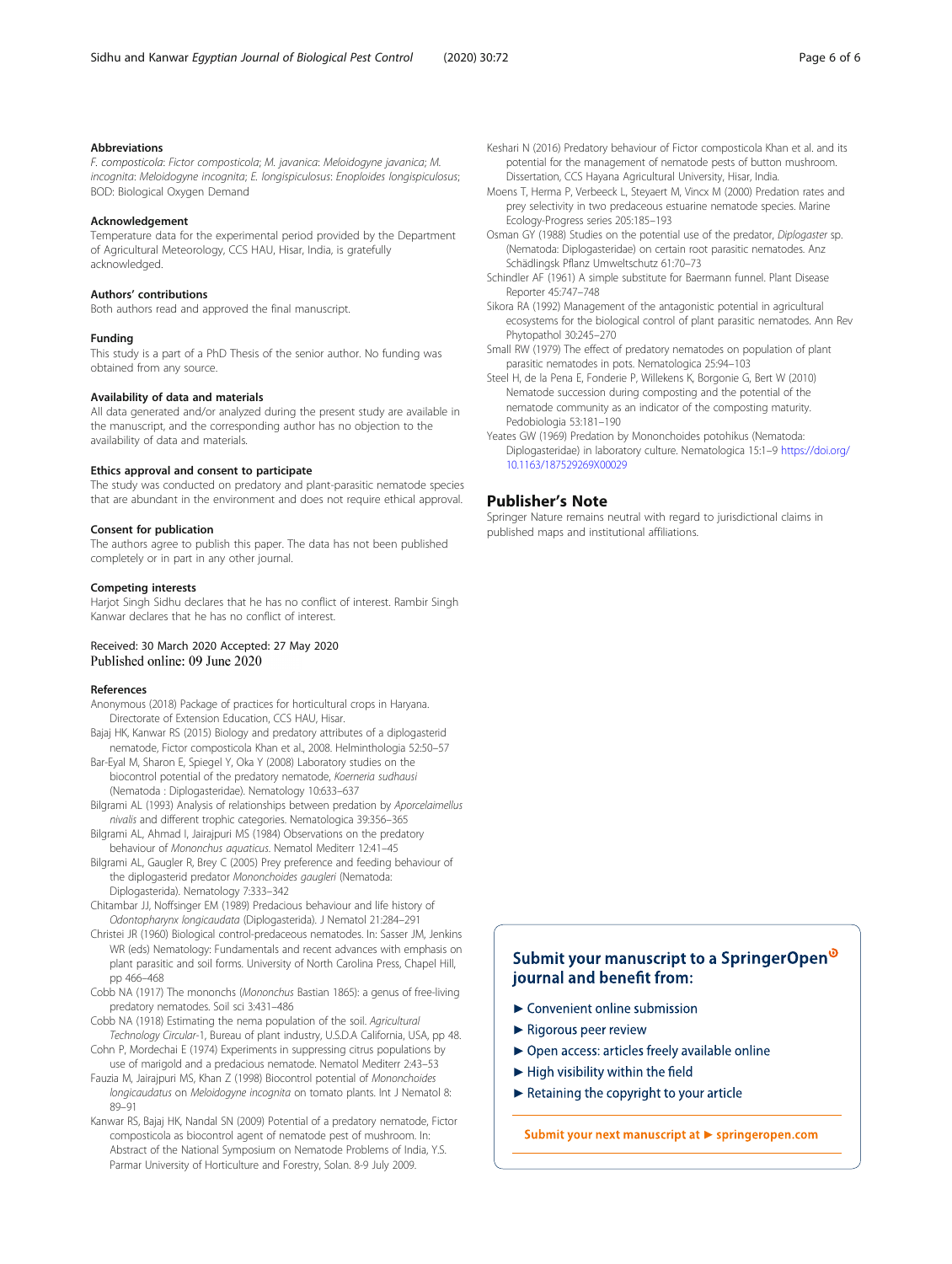### Abbreviations

*F. composticola*: *Fictor composticola*; *M. javanica*: *Meloidogyne javanica*; *M. incognita*: *Meloidogyne incognita*; *E. longispiculosus*: *Enoploides longispiculosus*; BOD: Biological Oxygen Demand

### Acknowledgement

Temperature data for the experimental period provided by the Department of Agricultural Meteorology, CCS HAU, Hisar, India, is gratefully acknowledged.

### Authors' contributions

Both authors read and approved the final manuscript.

### Funding

This study is a part of a PhD Thesis of the senior author. No funding was obtained from any source.

### Availability of data and materials

All data generated and/or analyzed during the present study are available in the manuscript, and the corresponding author has no objection to the availability of data and materials.

### Ethics approval and consent to participate

The study was conducted on predatory and plant-parasitic nematode species that are abundant in the environment and does not require ethical approval.

### Consent for publication

The authors agree to publish this paper. The data has not been published completely or in part in any other journal.

### Competing interests

Harjot Singh Sidhu declares that he has no conflict of interest. Rambir Singh Kanwar declares that he has no conflict of interest.

Received: 30 March 2020 Accepted: 27 May 2020
Published online: 09 June 2020

### References

Anonymous (2018) Package of practices for horticultural crops in Haryana. Directorate of Extension Education, CCS HAU, Hisar.

Bajaj HK, Kanwar RS (2015) Biology and predatory attributes of a diplogasterid nematode, Fictor composticola Khan et al., 2008. Helminthologia 52:50–57

Bar-Eyal M, Sharon E, Spiegel Y, Oka Y (2008) Laboratory studies on the biocontrol potential of the predatory nematode, *Koerneria sudhausi* (Nematoda : Diplogasteridae). Nematology 10:633–637

Bilgrami AL (1993) Analysis of relationships between predation by *Aporcelaimellus nivalis* and different trophic categories. Nematologica 39:356–365

Bilgrami AL, Ahmad I, Jairajpuri MS (1984) Observations on the predatory behaviour of *Mononchus aquaticus*. Nematol Mediterr 12:41–45

Bilgrami AL, Gaugler R, Brey C (2005) Prey preference and feeding behaviour of the diplogasterid predator *Mononchoides gaugleri* (Nematoda: Diplogasterida). Nematology 7:333–342

Chitambar JJ, Noffsinger EM (1989) Predacious behaviour and life history of *Odontopharynx longicaudata* (Diplogasterida). J Nematol 21:284–291

Christei JR (1960) Biological control-predaceous nematodes. In: Sasser JM, Jenkins WR (eds) Nematology: Fundamentals and recent advances with emphasis on plant parasitic and soil forms. University of North Carolina Press, Chapel Hill, pp 466–468

Cobb NA (1917) The mononchs (*Mononchus* Bastian 1865): a genus of free-living predatory nematodes. Soil sci 3:431–486

Cobb NA (1918) Estimating the nema population of the soil. *Agricultural Technology Circular*-1, Bureau of plant industry, U.S.D.A California, USA, pp 48.

Cohn P, Mordechai E (1974) Experiments in suppressing citrus populations by use of marigold and a predacious nematode. Nematol Mediterr 2:43–53

Fauzia M, Jairajpuri MS, Khan Z (1998) Biocontrol potential of *Mononchoides longicaudatus* on *Meloidogyne incognita* on tomato plants. Int J Nematol 8: 89–91

Kanwar RS, Bajaj HK, Nandal SN (2009) Potential of a predatory nematode, Fictor composticola as biocontrol agent of nematode pest of mushroom. In: Abstract of the National Symposium on Nematode Problems of India, Y.S. Parmar University of Horticulture and Forestry, Solan. 8-9 July 2009.

Keshari N (2016) Predatory behaviour of Fictor composticola Khan et al. and its potential for the management of nematode pests of button mushroom. Dissertation, CCS Hayana Agricultural University, Hisar, India.

Moens T, Herma P, Verbeeck L, Steyaert M, Vincx M (2000) Predation rates and prey selectivity in two predaceous estuarine nematode species. Marine Ecology-Progress series 205:185–193

Osman GY (1988) Studies on the potential use of the predator, *Diplogaster* sp. (Nematoda: Diplogasteridae) on certain root parasitic nematodes. Anz Schädlingsk Pflanz Umweltschutz 61:70–73

Schindler AF (1961) A simple substitute for Baermann funnel. Plant Disease Reporter 45:747–748

Sikora RA (1992) Management of the antagonistic potential in agricultural ecosystems for the biological control of plant parasitic nematodes. Ann Rev Phytopathol 30:245–270

Small RW (1979) The effect of predatory nematodes on population of plant parasitic nematodes in pots. Nematologica 25:94–103

Steel H, de la Pena E, Fonderie P, Willekens K, Borgonie G, Bert W (2010) Nematode succession during composting and the potential of the nematode community as an indicator of the composting maturity. Pedobiologia 53:181–190

Yeates GW (1969) Predation by Mononchoides potohikus (Nematoda: Diplogasteridae) in laboratory culture. Nematologica 15:1–9 https://doi.org/10.1163/187529269X00029

## Publisher's Note

Springer Nature remains neutral with regard to jurisdictional claims in published maps and institutional affiliations.

**Submit your manuscript to a SpringerOpen journal and benefit from:**

- Convenient online submission
- Rigorous peer review
- Open access: articles freely available online
- High visibility within the field
- Retaining the copyright to your article

Submit your next manuscript at ► springeropen.com